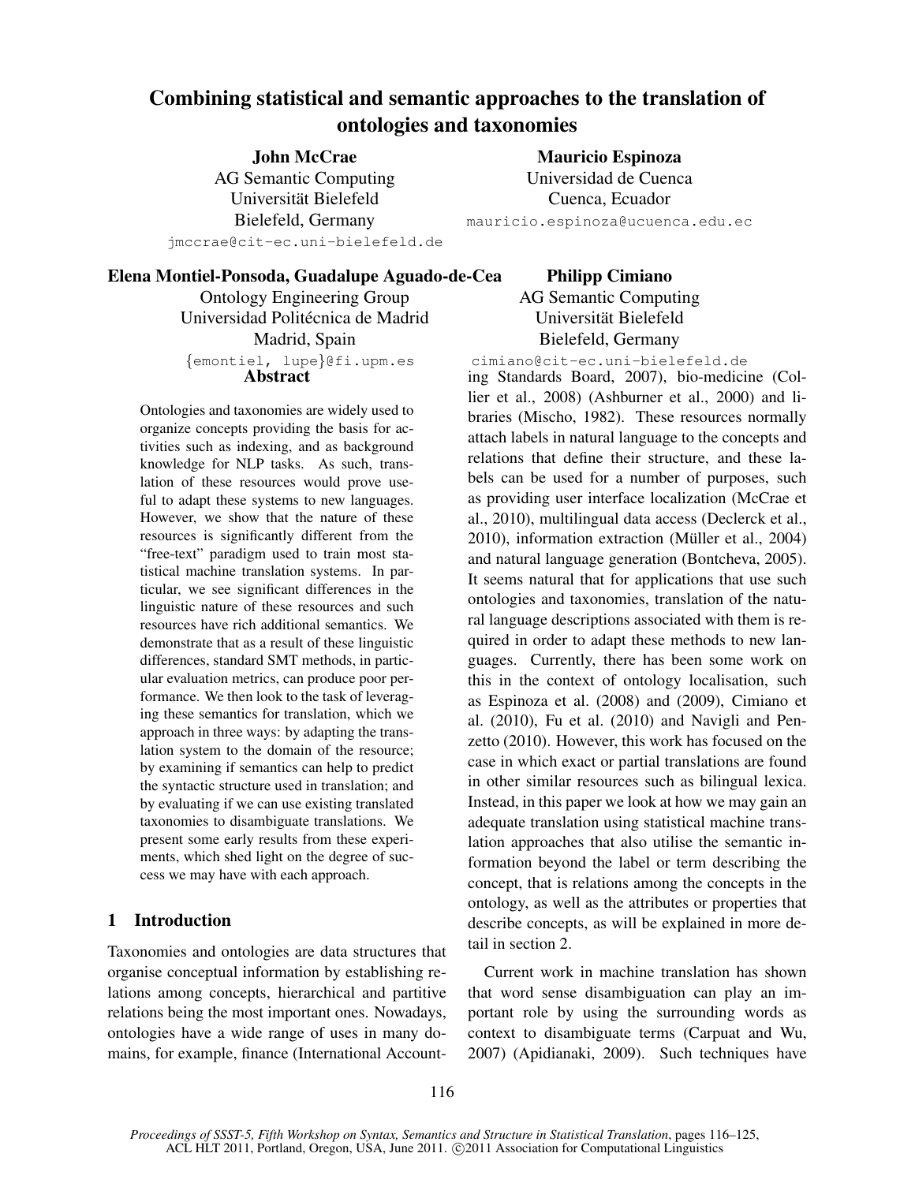# Combining statistical and semantic approaches to the translation of ontologies and taxonomies

**John McCrae**
AG Semantic Computing
Universität Bielefeld
Bielefeld, Germany
jmccrae@cit-ec.uni-bielefeld.de

**Mauricio Espinoza**
Universidad de Cuenca
Cuenca, Ecuador
mauricio.espinoza@ucuenca.edu.ec

**Elena Montiel-Ponsoda, Guadalupe Aguado-de-Cea**
Ontology Engineering Group
Universidad Politécnica de Madrid
Madrid, Spain
{emontiel, lupe}@fi.upm.es

**Philipp Cimiano**
AG Semantic Computing
Universität Bielefeld
Bielefeld, Germany
cimiano@cit-ec.uni-bielefeld.de

## Abstract

Ontologies and taxonomies are widely used to organize concepts providing the basis for activities such as indexing, and as background knowledge for NLP tasks. As such, translation of these resources would prove useful to adapt these systems to new languages. However, we show that the nature of these resources is significantly different from the "free-text" paradigm used to train most statistical machine translation systems. In particular, we see significant differences in the linguistic nature of these resources and such resources have rich additional semantics. We demonstrate that as a result of these linguistic differences, standard SMT methods, in particular evaluation metrics, can produce poor performance. We then look to the task of leveraging these semantics for translation, which we approach in three ways: by adapting the translation system to the domain of the resource; by examining if semantics can help to predict the syntactic structure used in translation; and by evaluating if we can use existing translated taxonomies to disambiguate translations. We present some early results from these experiments, which shed light on the degree of success we may have with each approach.

## 1 Introduction

Taxonomies and ontologies are data structures that organise conceptual information by establishing relations among concepts, hierarchical and partitive relations being the most important ones. Nowadays, ontologies have a wide range of uses in many domains, for example, finance (International Accounting Standards Board, 2007), bio-medicine (Collier et al., 2008) (Ashburner et al., 2000) and libraries (Mischo, 1982). These resources normally attach labels in natural language to the concepts and relations that define their structure, and these labels can be used for a number of purposes, such as providing user interface localization (McCrae et al., 2010), multilingual data access (Declerck et al., 2010), information extraction (Müller et al., 2004) and natural language generation (Bontcheva, 2005). It seems natural that for applications that use such ontologies and taxonomies, translation of the natural language descriptions associated with them is required in order to adapt these methods to new languages. Currently, there has been some work on this in the context of ontology localisation, such as Espinoza et al. (2008) and (2009), Cimiano et al. (2010), Fu et al. (2010) and Navigli and Penzetto (2010). However, this work has focused on the case in which exact or partial translations are found in other similar resources such as bilingual lexica. Instead, in this paper we look at how we may gain an adequate translation using statistical machine translation approaches that also utilise the semantic information beyond the label or term describing the concept, that is relations among the concepts in the ontology, as well as the attributes or properties that describe concepts, as will be explained in more detail in section 2.

Current work in machine translation has shown that word sense disambiguation can play an important role by using the surrounding words as context to disambiguate terms (Carpuat and Wu, 2007) (Apidianaki, 2009). Such techniques have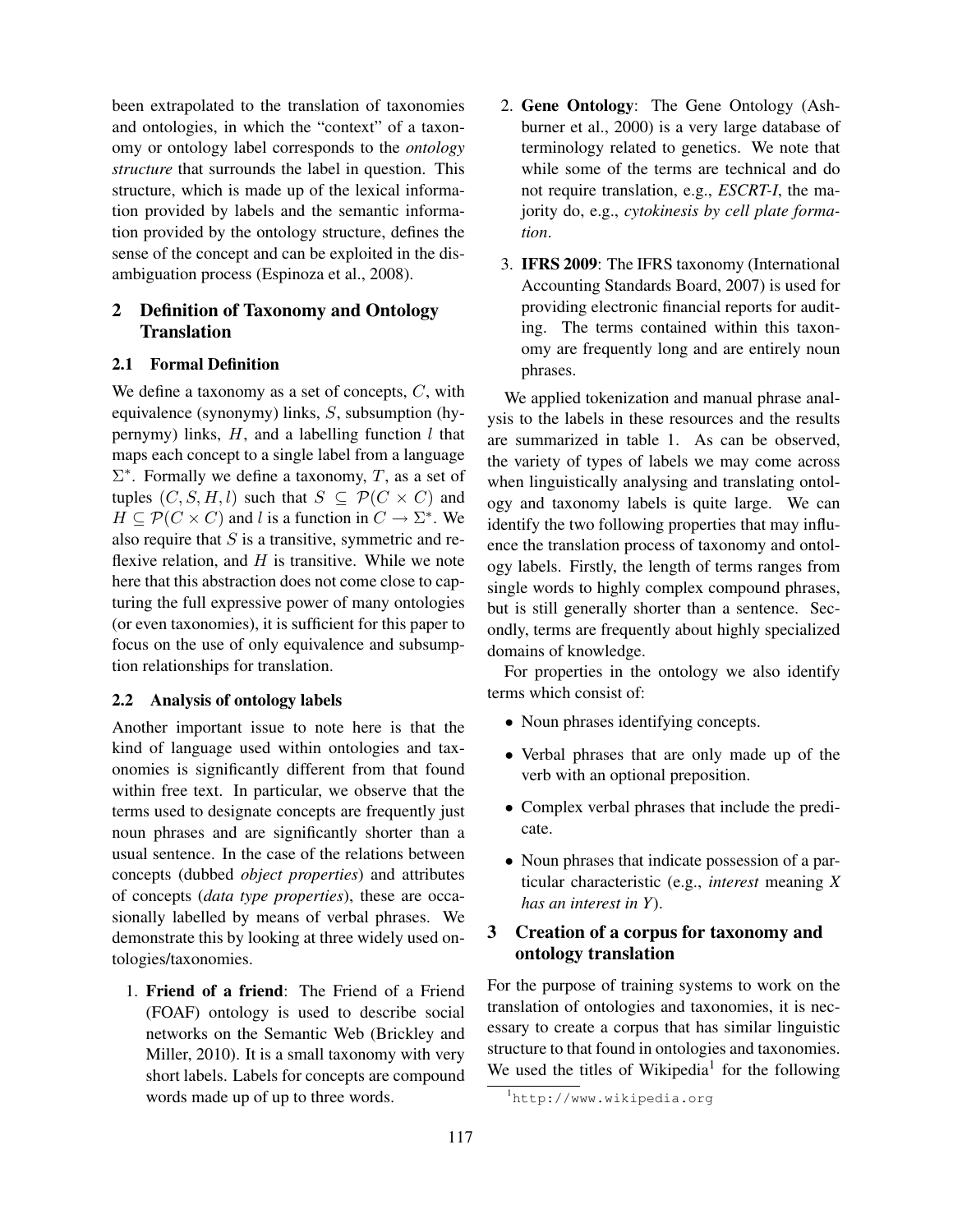been extrapolated to the translation of taxonomies and ontologies, in which the "context" of a taxonomy or ontology label corresponds to the *ontology structure* that surrounds the label in question. This structure, which is made up of the lexical information provided by labels and the semantic information provided by the ontology structure, defines the sense of the concept and can be exploited in the disambiguation process (Espinoza et al., 2008).

## 2 Definition of Taxonomy and Ontology Translation

### 2.1 Formal Definition

We define a taxonomy as a set of concepts, $C$, with equivalence (synonymy) links, $S$, subsumption (hypernymy) links, $H$, and a labelling function $l$ that maps each concept to a single label from a language $\Sigma^*$. Formally we define a taxonomy, $T$, as a set of tuples $(C, S, H, l)$ such that $S \subseteq \mathcal{P}(C \times C)$ and $H \subseteq \mathcal{P}(C \times C)$ and $l$ is a function in $C \rightarrow \Sigma^*$. We also require that $S$ is a transitive, symmetric and reflexive relation, and $H$ is transitive. While we note here that this abstraction does not come close to capturing the full expressive power of many ontologies (or even taxonomies), it is sufficient for this paper to focus on the use of only equivalence and subsumption relationships for translation.

### 2.2 Analysis of ontology labels

Another important issue to note here is that the kind of language used within ontologies and taxonomies is significantly different from that found within free text. In particular, we observe that the terms used to designate concepts are frequently just noun phrases and are significantly shorter than a usual sentence. In the case of the relations between concepts (dubbed *object properties*) and attributes of concepts (*data type properties*), these are occasionally labelled by means of verbal phrases. We demonstrate this by looking at three widely used ontologies/taxonomies.

1. **Friend of a friend**: The Friend of a Friend (FOAF) ontology is used to describe social networks on the Semantic Web (Brickley and Miller, 2010). It is a small taxonomy with very short labels. Labels for concepts are compound words made up of up to three words.
2. **Gene Ontology**: The Gene Ontology (Ashburner et al., 2000) is a very large database of terminology related to genetics. We note that while some of the terms are technical and do not require translation, e.g., *ESCRT-I*, the majority do, e.g., *cytokinesis by cell plate formation*.
3. **IFRS 2009**: The IFRS taxonomy (International Accounting Standards Board, 2007) is used for providing electronic financial reports for auditing. The terms contained within this taxonomy are frequently long and are entirely noun phrases.

We applied tokenization and manual phrase analysis to the labels in these resources and the results are summarized in table 1. As can be observed, the variety of types of labels we may come across when linguistically analysing and translating ontology and taxonomy labels is quite large. We can identify the two following properties that may influence the translation process of taxonomy and ontology labels. Firstly, the length of terms ranges from single words to highly complex compound phrases, but is still generally shorter than a sentence. Secondly, terms are frequently about highly specialized domains of knowledge.

For properties in the ontology we also identify terms which consist of:

- Noun phrases identifying concepts.
- Verbal phrases that are only made up of the verb with an optional preposition.
- Complex verbal phrases that include the predicate.
- Noun phrases that indicate possession of a particular characteristic (e.g., *interest* meaning *X has an interest in Y*).

## 3 Creation of a corpus for taxonomy and ontology translation

For the purpose of training systems to work on the translation of ontologies and taxonomies, it is necessary to create a corpus that has similar linguistic structure to that found in ontologies and taxonomies. We used the titles of Wikipedia[1] for the following

[1] http://www.wikipedia.org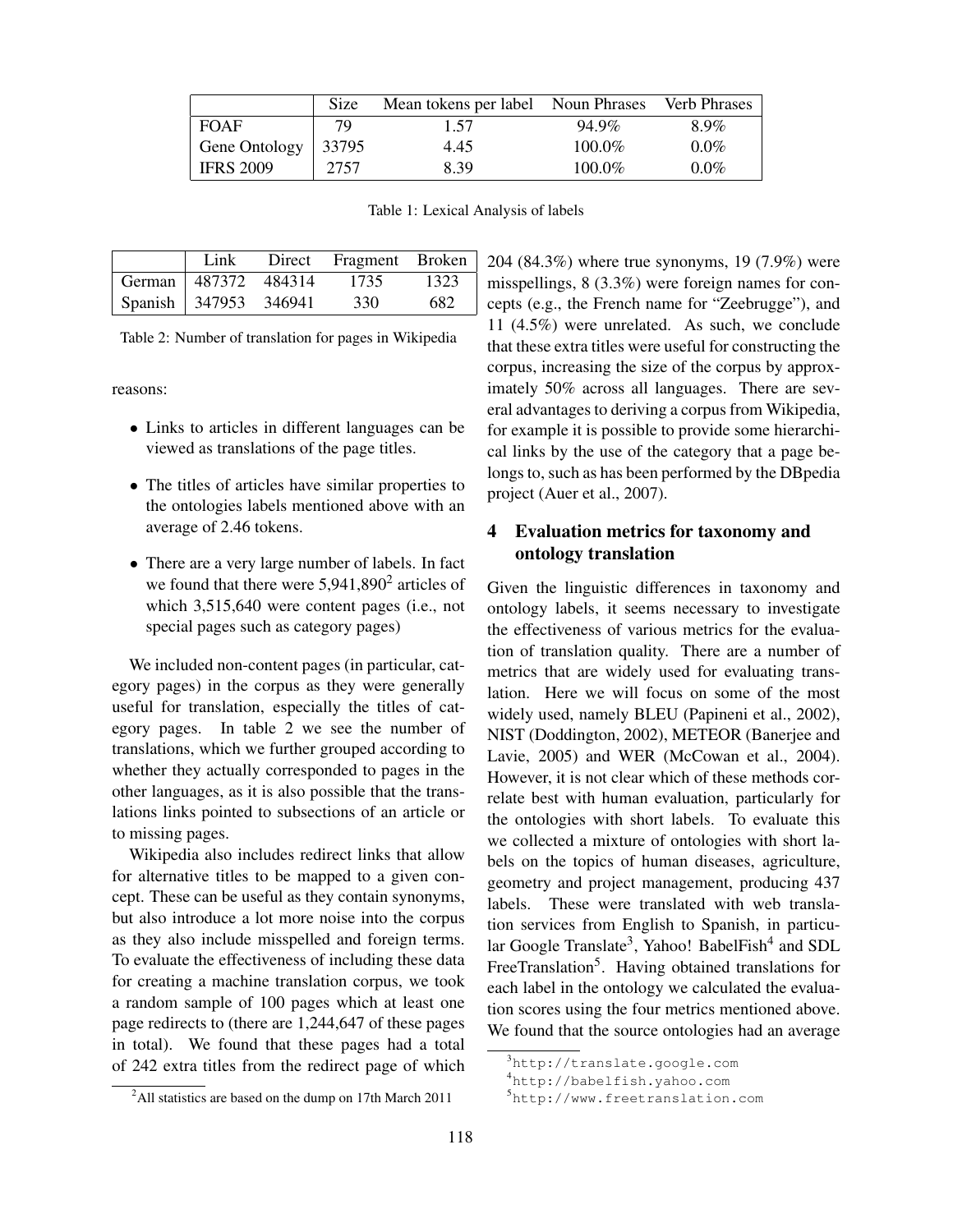| | Size | Mean tokens per label | Noun Phrases | Verb Phrases |
|---|---|---|---|---|
| FOAF | 79 | 1.57 | 94.9% | 8.9% |
| Gene Ontology | 33795 | 4.45 | 100.0% | 0.0% |
| IFRS 2009 | 2757 | 8.39 | 100.0% | 0.0% |

Table 1: Lexical Analysis of labels

| | Link | Direct | Fragment | Broken |
|---|---|---|---|---|
| German | 487372 | 484314 | 1735 | 1323 |
| Spanish | 347953 | 346941 | 330 | 682 |

Table 2: Number of translation for pages in Wikipedia

reasons:

- Links to articles in different languages can be viewed as translations of the page titles.
- The titles of articles have similar properties to the ontologies labels mentioned above with an average of 2.46 tokens.
- There are a very large number of labels. In fact we found that there were 5,941,890[2] articles of which 3,515,640 were content pages (i.e., not special pages such as category pages)

We included non-content pages (in particular, category pages) in the corpus as they were generally useful for translation, especially the titles of category pages. In table 2 we see the number of translations, which we further grouped according to whether they actually corresponded to pages in the other languages, as it is also possible that the translations links pointed to subsections of an article or to missing pages.

Wikipedia also includes redirect links that allow for alternative titles to be mapped to a given concept. These can be useful as they contain synonyms, but also introduce a lot more noise into the corpus as they also include misspelled and foreign terms. To evaluate the effectiveness of including these data for creating a machine translation corpus, we took a random sample of 100 pages which at least one page redirects to (there are 1,244,647 of these pages in total). We found that these pages had a total of 242 extra titles from the redirect page of which 204 (84.3%) where true synonyms, 19 (7.9%) were misspellings, 8 (3.3%) were foreign names for concepts (e.g., the French name for "Zeebrugge"), and 11 (4.5%) were unrelated. As such, we conclude that these extra titles were useful for constructing the corpus, increasing the size of the corpus by approximately 50% across all languages. There are several advantages to deriving a corpus from Wikipedia, for example it is possible to provide some hierarchical links by the use of the category that a page belongs to, such as has been performed by the DBpedia project (Auer et al., 2007).

[2]All statistics are based on the dump on 17th March 2011

## 4 Evaluation metrics for taxonomy and ontology translation

Given the linguistic differences in taxonomy and ontology labels, it seems necessary to investigate the effectiveness of various metrics for the evaluation of translation quality. There are a number of metrics that are widely used for evaluating translation. Here we will focus on some of the most widely used, namely BLEU (Papineni et al., 2002), NIST (Doddington, 2002), METEOR (Banerjee and Lavie, 2005) and WER (McCowan et al., 2004). However, it is not clear which of these methods correlate best with human evaluation, particularly for the ontologies with short labels. To evaluate this we collected a mixture of ontologies with short labels on the topics of human diseases, agriculture, geometry and project management, producing 437 labels. These were translated with web translation services from English to Spanish, in particular Google Translate[3], Yahoo! BabelFish[4] and SDL FreeTranslation[5]. Having obtained translations for each label in the ontology we calculated the evaluation scores using the four metrics mentioned above. We found that the source ontologies had an average

[3]http://translate.google.com

[4]http://babelfish.yahoo.com

[5]http://www.freetranslation.com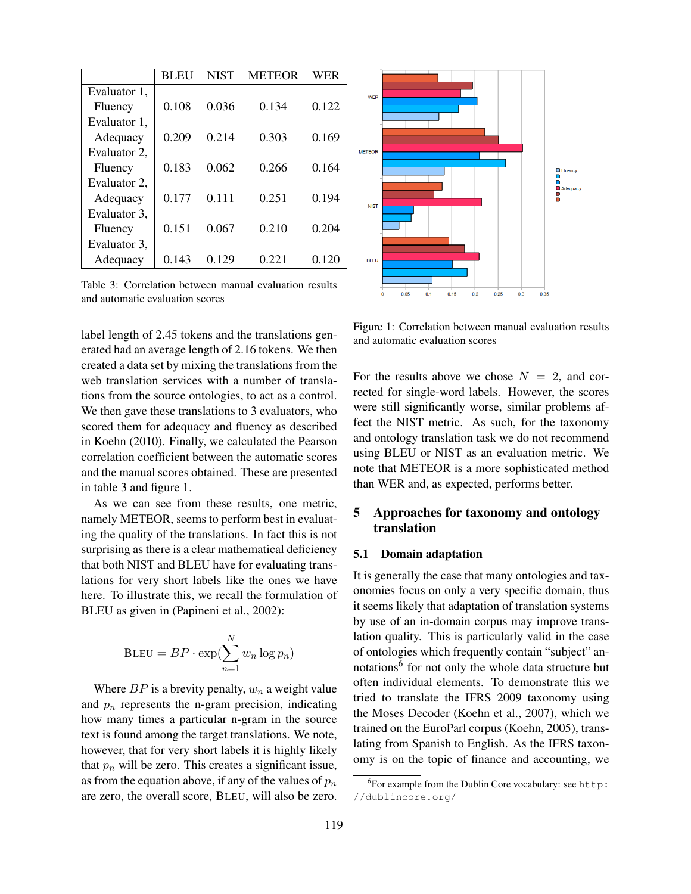|  | BLEU | NIST | METEOR | WER |
|---|---|---|---|---|
| Evaluator 1, Fluency | 0.108 | 0.036 | 0.134 | 0.122 |
| Evaluator 1, Adequacy | 0.209 | 0.214 | 0.303 | 0.169 |
| Evaluator 2, Fluency | 0.183 | 0.062 | 0.266 | 0.164 |
| Evaluator 2, Adequacy | 0.177 | 0.111 | 0.251 | 0.194 |
| Evaluator 3, Fluency | 0.151 | 0.067 | 0.210 | 0.204 |
| Evaluator 3, Adequacy | 0.143 | 0.129 | 0.221 | 0.120 |

Table 3: Correlation between manual evaluation results and automatic evaluation scores

label length of 2.45 tokens and the translations generated had an average length of 2.16 tokens. We then created a data set by mixing the translations from the web translation services with a number of translations from the source ontologies, to act as a control. We then gave these translations to 3 evaluators, who scored them for adequacy and fluency as described in Koehn (2010). Finally, we calculated the Pearson correlation coefficient between the automatic scores and the manual scores obtained. These are presented in table 3 and figure 1.

As we can see from these results, one metric, namely METEOR, seems to perform best in evaluating the quality of the translations. In fact this is not surprising as there is a clear mathematical deficiency that both NIST and BLEU have for evaluating translations for very short labels like the ones we have here. To illustrate this, we recall the formulation of BLEU as given in (Papineni et al., 2002):

$$\text{BLEU} = BP \cdot \exp(\sum_{n=1}^{N} w_n \log p_n)$$

Where $BP$ is a brevity penalty, $w_n$ a weight value and $p_n$ represents the n-gram precision, indicating how many times a particular n-gram in the source text is found among the target translations. We note, however, that for very short labels it is highly likely that $p_n$ will be zero. This creates a significant issue, as from the equation above, if any of the values of $p_n$ are zero, the overall score, BLEU, will also be zero.

Figure 1: Correlation between manual evaluation results and automatic evaluation scores

For the results above we chose $N = 2$, and corrected for single-word labels. However, the scores were still significantly worse, similar problems affect the NIST metric. As such, for the taxonomy and ontology translation task we do not recommend using BLEU or NIST as an evaluation metric. We note that METEOR is a more sophisticated method than WER and, as expected, performs better.

## 5 Approaches for taxonomy and ontology translation

### 5.1 Domain adaptation

It is generally the case that many ontologies and taxonomies focus on only a very specific domain, thus it seems likely that adaptation of translation systems by use of an in-domain corpus may improve translation quality. This is particularly valid in the case of ontologies which frequently contain "subject" annotations[6] for not only the whole data structure but often individual elements. To demonstrate this we tried to translate the IFRS 2009 taxonomy using the Moses Decoder (Koehn et al., 2007), which we trained on the EuroParl corpus (Koehn, 2005), translating from Spanish to English. As the IFRS taxonomy is on the topic of finance and accounting, we

[6]For example from the Dublin Core vocabulary: see `http://dublincore.org/`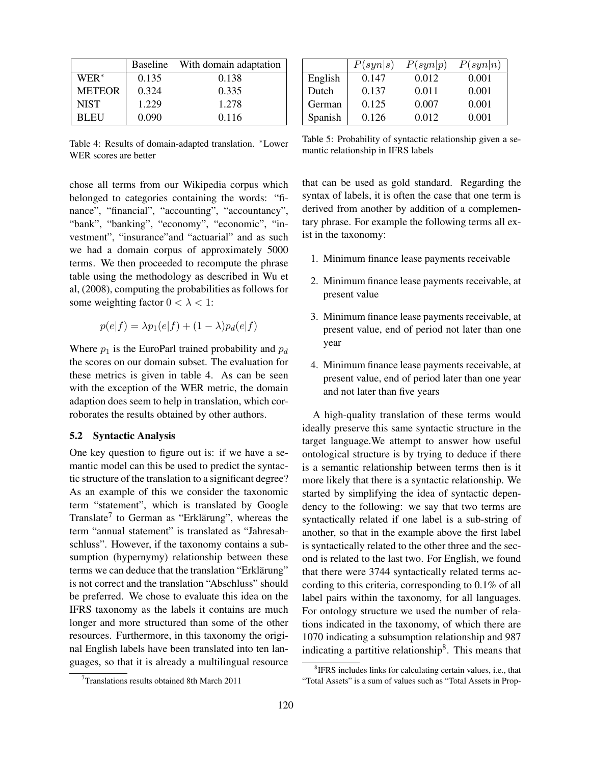| | Baseline | With domain adaptation |
|---|---|---|
| WER* | 0.135 | 0.138 |
| METEOR | 0.324 | 0.335 |
| NIST | 1.229 | 1.278 |
| BLEU | 0.090 | 0.116 |

Table 4: Results of domain-adapted translation. *Lower WER scores are better

| | $P(syn\|s)$ | $P(syn\|p)$ | $P(syn\|n)$ |
|---|---|---|---|
| English | 0.147 | 0.012 | 0.001 |
| Dutch | 0.137 | 0.011 | 0.001 |
| German | 0.125 | 0.007 | 0.001 |
| Spanish | 0.126 | 0.012 | 0.001 |

Table 5: Probability of syntactic relationship given a semantic relationship in IFRS labels

chose all terms from our Wikipedia corpus which belonged to categories containing the words: "finance", "financial", "accounting", "accountancy", "bank", "banking", "economy", "economic", "investment", "insurance"and "actuarial" and as such we had a domain corpus of approximately 5000 terms. We then proceeded to recompute the phrase table using the methodology as described in Wu et al, (2008), computing the probabilities as follows for some weighting factor $0 < \lambda < 1$:

$$p(e|f) = \lambda p_1(e|f) + (1 - \lambda)p_d(e|f)$$

Where $p_1$ is the EuroParl trained probability and $p_d$ the scores on our domain subset. The evaluation for these metrics is given in table 4. As can be seen with the exception of the WER metric, the domain adaption does seem to help in translation, which corroborates the results obtained by other authors.

### 5.2 Syntactic Analysis

One key question to figure out is: if we have a semantic model can this be used to predict the syntactic structure of the translation to a significant degree? As an example of this we consider the taxonomic term "statement", which is translated by Google Translate[7] to German as "Erklärung", whereas the term "annual statement" is translated as "Jahresabschluss". However, if the taxonomy contains a subsumption (hypernymy) relationship between these terms we can deduce that the translation "Erklärung" is not correct and the translation "Abschluss" should be preferred. We chose to evaluate this idea on the IFRS taxonomy as the labels it contains are much longer and more structured than some of the other resources. Furthermore, in this taxonomy the original English labels have been translated into ten languages, so that it is already a multilingual resource that can be used as gold standard. Regarding the syntax of labels, it is often the case that one term is derived from another by addition of a complementary phrase. For example the following terms all exist in the taxonomy:

1. Minimum finance lease payments receivable
2. Minimum finance lease payments receivable, at present value
3. Minimum finance lease payments receivable, at present value, end of period not later than one year
4. Minimum finance lease payments receivable, at present value, end of period later than one year and not later than five years

A high-quality translation of these terms would ideally preserve this same syntactic structure in the target language.We attempt to answer how useful ontological structure is by trying to deduce if there is a semantic relationship between terms then is it more likely that there is a syntactic relationship. We started by simplifying the idea of syntactic dependency to the following: we say that two terms are syntactically related if one label is a sub-string of another, so that in the example above the first label is syntactically related to the other three and the second is related to the last two. For English, we found that there were 3744 syntactically related terms according to this criteria, corresponding to 0.1% of all label pairs within the taxonomy, for all languages. For ontology structure we used the number of relations indicated in the taxonomy, of which there are 1070 indicating a subsumption relationship and 987 indicating a partitive relationship[8]. This means that

[7]Translations results obtained 8th March 2011

[8]IFRS includes links for calculating certain values, i.e., that "Total Assets" is a sum of values such as "Total Assets in Prop-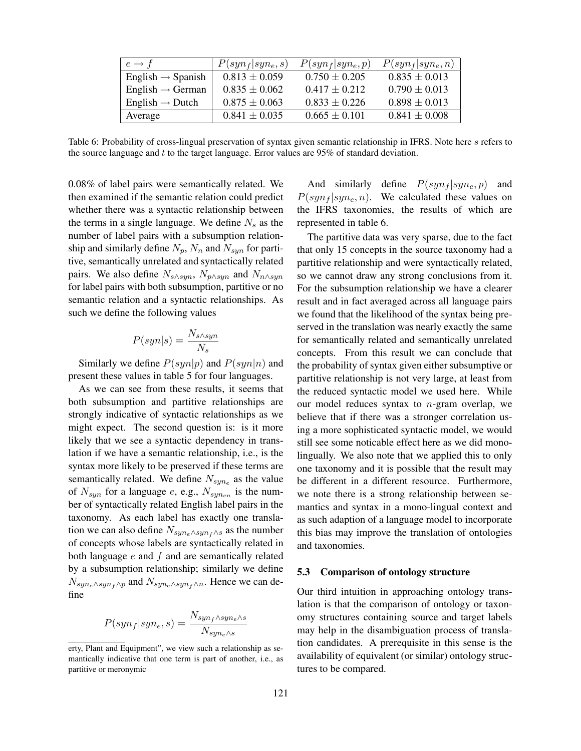| $e \to f$ | $P(syn_f \mid syn_e, s)$ | $P(syn_f \mid syn_e, p)$ | $P(syn_f \mid syn_e, n)$ |
| --- | --- | --- | --- |
| English → Spanish | $0.813 \pm 0.059$ | $0.750 \pm 0.205$ | $0.835 \pm 0.013$ |
| English → German | $0.835 \pm 0.062$ | $0.417 \pm 0.212$ | $0.790 \pm 0.013$ |
| English → Dutch | $0.875 \pm 0.063$ | $0.833 \pm 0.226$ | $0.898 \pm 0.013$ |
| Average | $0.841 \pm 0.035$ | $0.665 \pm 0.101$ | $0.841 \pm 0.008$ |

Table 6: Probability of cross-lingual preservation of syntax given semantic relationship in IFRS. Note here $s$ refers to the source language and $t$ to the target language. Error values are 95% of standard deviation.

0.08% of label pairs were semantically related. We then examined if the semantic relation could predict whether there was a syntactic relationship between the terms in a single language. We define $N_s$ as the number of label pairs with a subsumption relationship and similarly define $N_p$, $N_n$ and $N_{syn}$ for partitive, semantically unrelated and syntactically related pairs. We also define $N_{s \wedge syn}$, $N_{p \wedge syn}$ and $N_{n \wedge syn}$ for label pairs with both subsumption, partitive or no semantic relation and a syntactic relationships. As such we define the following values

$$P(syn|s) = \frac{N_{s \wedge syn}}{N_s}$$

Similarly we define $P(syn|p)$ and $P(syn|n)$ and present these values in table 5 for four languages.

As we can see from these results, it seems that both subsumption and partitive relationships are strongly indicative of syntactic relationships as we might expect. The second question is: is it more likely that we see a syntactic dependency in translation if we have a semantic relationship, i.e., is the syntax more likely to be preserved if these terms are semantically related. We define $N_{syn_e}$ as the value of $N_{syn}$ for a language $e$, e.g., $N_{syn_{en}}$ is the number of syntactically related English label pairs in the taxonomy. As each label has exactly one translation we can also define $N_{syn_e \wedge syn_f \wedge s}$ as the number of concepts whose labels are syntactically related in both language $e$ and $f$ and are semantically related by a subsumption relationship; similarly we define $N_{syn_e \wedge syn_f \wedge p}$ and $N_{syn_e \wedge syn_f \wedge n}$. Hence we can define

$$P(syn_f|syn_e, s) = \frac{N_{syn_f \wedge syn_e \wedge s}}{N_{syn_e \wedge s}}$$

And similarly define $P(syn_f|syn_e, p)$ and $P(syn_f|syn_e, n)$. We calculated these values on the IFRS taxonomies, the results of which are represented in table 6.

The partitive data was very sparse, due to the fact that only 15 concepts in the source taxonomy had a partitive relationship and were syntactically related, so we cannot draw any strong conclusions from it. For the subsumption relationship we have a clearer result and in fact averaged across all language pairs we found that the likelihood of the syntax being preserved in the translation was nearly exactly the same for semantically related and semantically unrelated concepts. From this result we can conclude that the probability of syntax given either subsumptive or partitive relationship is not very large, at least from the reduced syntactic model we used here. While our model reduces syntax to $n$-gram overlap, we believe that if there was a stronger correlation using a more sophisticated syntactic model, we would still see some noticable effect here as we did monolingually. We also note that we applied this to only one taxonomy and it is possible that the result may be different in a different resource. Furthermore, we note there is a strong relationship between semantics and syntax in a mono-lingual context and as such adaption of a language model to incorporate this bias may improve the translation of ontologies and taxonomies.

### 5.3 Comparison of ontology structure

Our third intuition in approaching ontology translation is that the comparison of ontology or taxonomy structures containing source and target labels may help in the disambiguation process of translation candidates. A prerequisite in this sense is the availability of equivalent (or similar) ontology structures to be compared.

erty, Plant and Equipment", we view such a relationship as semantically indicative that one term is part of another, i.e., as partitive or meronymic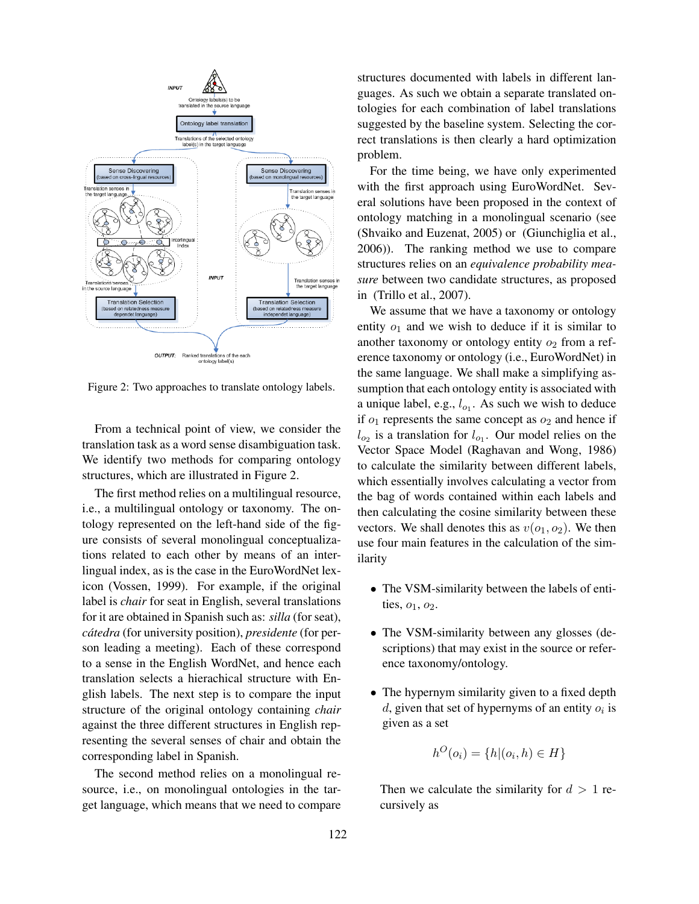Figure 2: Two approaches to translate ontology labels.

From a technical point of view, we consider the translation task as a word sense disambiguation task. We identify two methods for comparing ontology structures, which are illustrated in Figure 2.

The first method relies on a multilingual resource, i.e., a multilingual ontology or taxonomy. The ontology represented on the left-hand side of the figure consists of several monolingual conceptualizations related to each other by means of an inter-lingual index, as is the case in the EuroWordNet lexicon (Vossen, 1999). For example, if the original label is *chair* for seat in English, several translations for it are obtained in Spanish such as: *silla* (for seat), *cátedra* (for university position), *presidente* (for person leading a meeting). Each of these correspond to a sense in the English WordNet, and hence each translation selects a hierachical structure with English labels. The next step is to compare the input structure of the original ontology containing *chair* against the three different structures in English representing the several senses of chair and obtain the corresponding label in Spanish.

The second method relies on a monolingual resource, i.e., on monolingual ontologies in the target language, which means that we need to compare structures documented with labels in different languages. As such we obtain a separate translated ontologies for each combination of label translations suggested by the baseline system. Selecting the correct translations is then clearly a hard optimization problem.

For the time being, we have only experimented with the first approach using EuroWordNet. Several solutions have been proposed in the context of ontology matching in a monolingual scenario (see (Shvaiko and Euzenat, 2005) or (Giunchiglia et al., 2006)). The ranking method we use to compare structures relies on an *equivalence probability measure* between two candidate structures, as proposed in (Trillo et al., 2007).

We assume that we have a taxonomy or ontology entity $o_1$ and we wish to deduce if it is similar to another taxonomy or ontology entity $o_2$ from a reference taxonomy or ontology (i.e., EuroWordNet) in the same language. We shall make a simplifying assumption that each ontology entity is associated with a unique label, e.g., $l_{o_1}$. As such we wish to deduce if $o_1$ represents the same concept as $o_2$ and hence if $l_{o_2}$ is a translation for $l_{o_1}$. Our model relies on the Vector Space Model (Raghavan and Wong, 1986) to calculate the similarity between different labels, which essentially involves calculating a vector from the bag of words contained within each labels and then calculating the cosine similarity between these vectors. We shall denotes this as $v(o_1, o_2)$. We then use four main features in the calculation of the similarity

- The VSM-similarity between the labels of entities, $o_1, o_2$.
- The VSM-similarity between any glosses (descriptions) that may exist in the source or reference taxonomy/ontology.
- The hypernym similarity given to a fixed depth $d$, given that set of hypernyms of an entity $o_i$ is given as a set

$$h^O(o_i) = \{h|(o_i, h) \in H\}$$

Then we calculate the similarity for $d > 1$ recursively as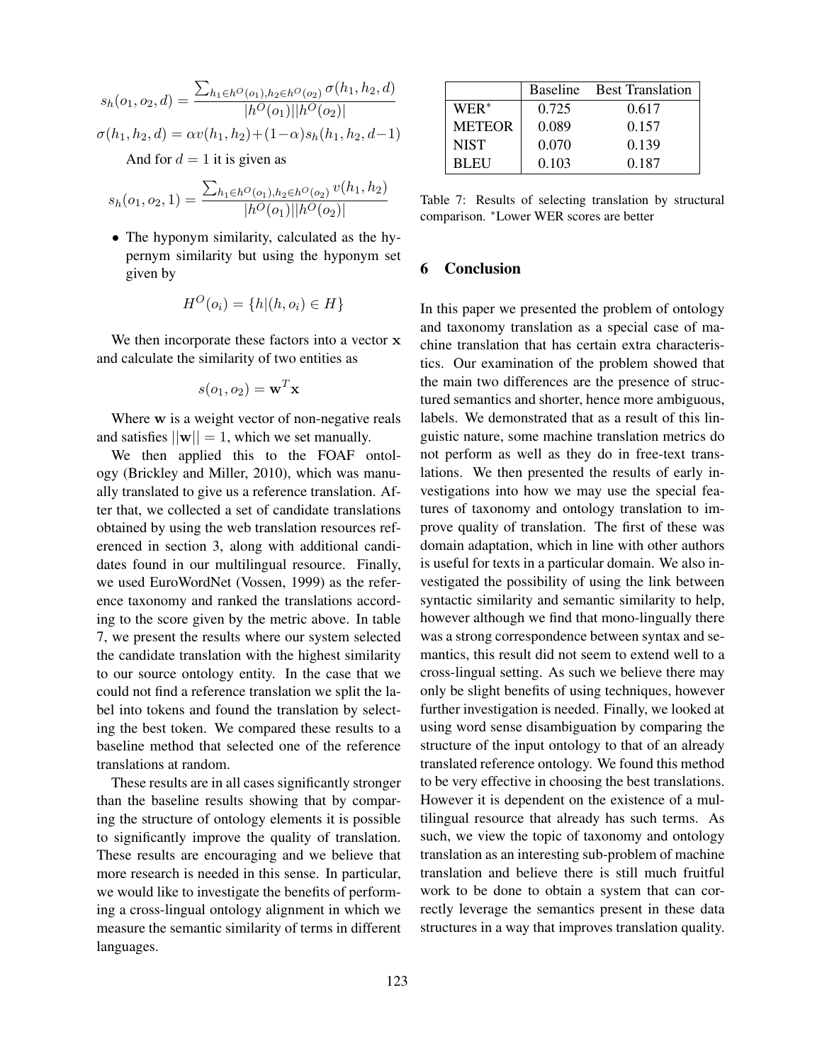$$s_h(o_1, o_2, d) = \frac{\sum_{h_1 \in h^O(o_1), h_2 \in h^O(o_2)} \sigma(h_1, h_2, d)}{|h^O(o_1)||h^O(o_2)|}$$

$$\sigma(h_1, h_2, d) = \alpha v(h_1, h_2) + (1-\alpha) s_h(h_1, h_2, d-1)$$

And for $d = 1$ it is given as

$$s_h(o_1, o_2, 1) = \frac{\sum_{h_1 \in h^O(o_1), h_2 \in h^O(o_2)} v(h_1, h_2)}{|h^O(o_1)||h^O(o_2)|}$$

- The hyponym similarity, calculated as the hypernym similarity but using the hyponym set given by

$$H^O(o_i) = \{h | (h, o_i) \in H\}$$

We then incorporate these factors into a vector $\mathbf{x}$ and calculate the similarity of two entities as

$$s(o_1, o_2) = \mathbf{w}^T \mathbf{x}$$

Where $\mathbf{w}$ is a weight vector of non-negative reals and satisfies $||\mathbf{w}|| = 1$, which we set manually.

We then applied this to the FOAF ontology (Brickley and Miller, 2010), which was manually translated to give us a reference translation. After that, we collected a set of candidate translations obtained by using the web translation resources referenced in section 3, along with additional candidates found in our multilingual resource. Finally, we used EuroWordNet (Vossen, 1999) as the reference taxonomy and ranked the translations according to the score given by the metric above. In table 7, we present the results where our system selected the candidate translation with the highest similarity to our source ontology entity. In the case that we could not find a reference translation we split the label into tokens and found the translation by selecting the best token. We compared these results to a baseline method that selected one of the reference translations at random.

These results are in all cases significantly stronger than the baseline results showing that by comparing the structure of ontology elements it is possible to significantly improve the quality of translation. These results are encouraging and we believe that more research is needed in this sense. In particular, we would like to investigate the benefits of performing a cross-lingual ontology alignment in which we measure the semantic similarity of terms in different languages.

| | Baseline | Best Translation |
|---|---|---|
| WER* | 0.725 | 0.617 |
| METEOR | 0.089 | 0.157 |
| NIST | 0.070 | 0.139 |
| BLEU | 0.103 | 0.187 |

Table 7: Results of selecting translation by structural comparison. *Lower WER scores are better

## 6 Conclusion

In this paper we presented the problem of ontology and taxonomy translation as a special case of machine translation that has certain extra characteristics. Our examination of the problem showed that the main two differences are the presence of structured semantics and shorter, hence more ambiguous, labels. We demonstrated that as a result of this linguistic nature, some machine translation metrics do not perform as well as they do in free-text translations. We then presented the results of early investigations into how we may use the special features of taxonomy and ontology translation to improve quality of translation. The first of these was domain adaptation, which in line with other authors is useful for texts in a particular domain. We also investigated the possibility of using the link between syntactic similarity and semantic similarity to help, however although we find that mono-lingually there was a strong correspondence between syntax and semantics, this result did not seem to extend well to a cross-lingual setting. As such we believe there may only be slight benefits of using techniques, however further investigation is needed. Finally, we looked at using word sense disambiguation by comparing the structure of the input ontology to that of an already translated reference ontology. We found this method to be very effective in choosing the best translations. However it is dependent on the existence of a multilingual resource that already has such terms. As such, we view the topic of taxonomy and ontology translation as an interesting sub-problem of machine translation and believe there is still much fruitful work to be done to obtain a system that can correctly leverage the semantics present in these data structures in a way that improves translation quality.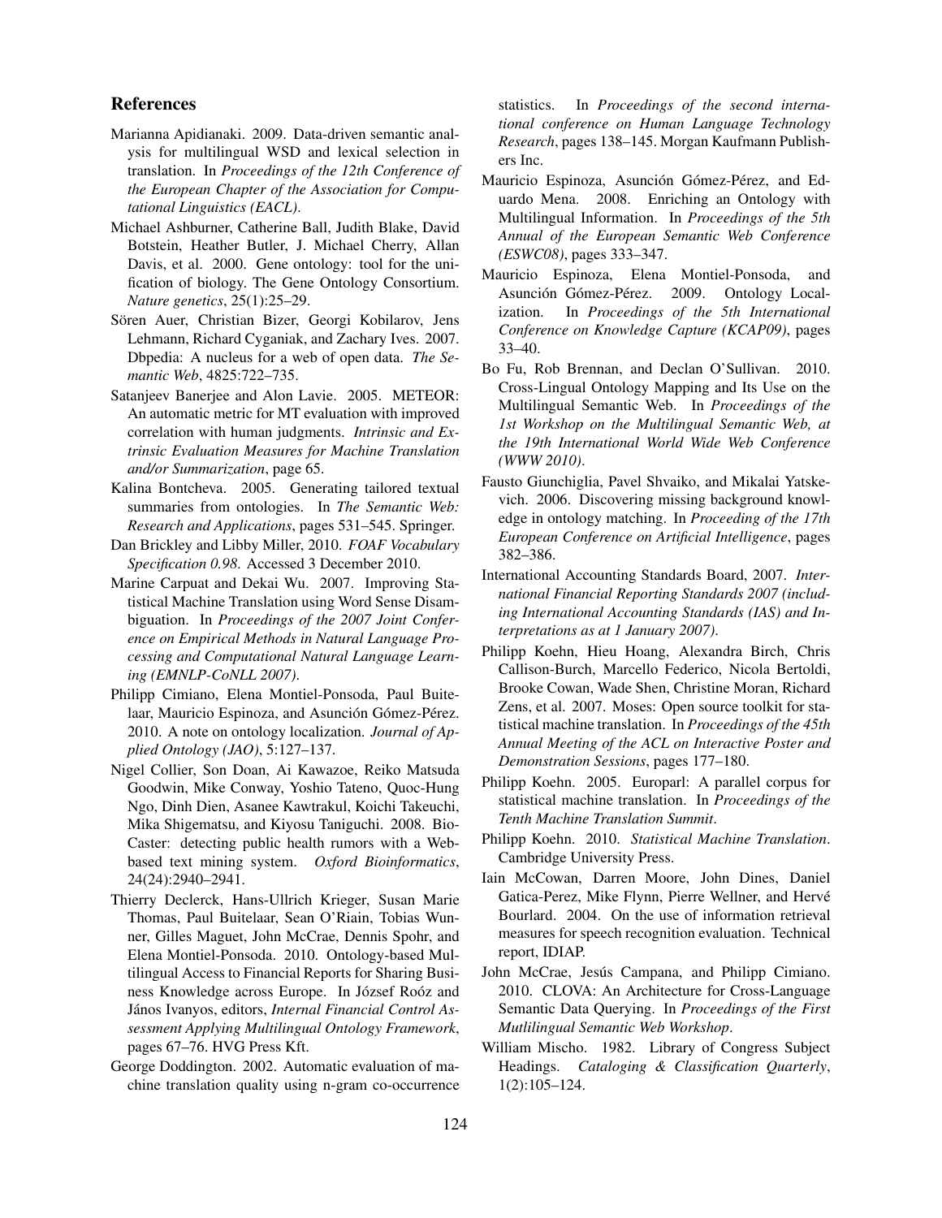## References

Marianna Apidianaki. 2009. Data-driven semantic analysis for multilingual WSD and lexical selection in translation. In *Proceedings of the 12th Conference of the European Chapter of the Association for Computational Linguistics (EACL)*.

Michael Ashburner, Catherine Ball, Judith Blake, David Botstein, Heather Butler, J. Michael Cherry, Allan Davis, et al. 2000. Gene ontology: tool for the unification of biology. The Gene Ontology Consortium. *Nature genetics*, 25(1):25–29.

Sören Auer, Christian Bizer, Georgi Kobilarov, Jens Lehmann, Richard Cyganiak, and Zachary Ives. 2007. Dbpedia: A nucleus for a web of open data. *The Semantic Web*, 4825:722–735.

Satanjeev Banerjee and Alon Lavie. 2005. METEOR: An automatic metric for MT evaluation with improved correlation with human judgments. *Intrinsic and Extrinsic Evaluation Measures for Machine Translation and/or Summarization*, page 65.

Kalina Bontcheva. 2005. Generating tailored textual summaries from ontologies. In *The Semantic Web: Research and Applications*, pages 531–545. Springer.

Dan Brickley and Libby Miller, 2010. *FOAF Vocabulary Specification 0.98*. Accessed 3 December 2010.

Marine Carpuat and Dekai Wu. 2007. Improving Statistical Machine Translation using Word Sense Disambiguation. In *Proceedings of the 2007 Joint Conference on Empirical Methods in Natural Language Processing and Computational Natural Language Learning (EMNLP-CoNLL 2007)*.

Philipp Cimiano, Elena Montiel-Ponsoda, Paul Buitelaar, Mauricio Espinoza, and Asunción Gómez-Pérez. 2010. A note on ontology localization. *Journal of Applied Ontology (JAO)*, 5:127–137.

Nigel Collier, Son Doan, Ai Kawazoe, Reiko Matsuda Goodwin, Mike Conway, Yoshio Tateno, Quoc-Hung Ngo, Dinh Dien, Asanee Kawtrakul, Koichi Takeuchi, Mika Shigematsu, and Kiyosu Taniguchi. 2008. BioCaster: detecting public health rumors with a Web-based text mining system. *Oxford Bioinformatics*, 24(24):2940–2941.

Thierry Declerck, Hans-Ullrich Krieger, Susan Marie Thomas, Paul Buitelaar, Sean O'Riain, Tobias Wunner, Gilles Maguet, John McCrae, Dennis Spohr, and Elena Montiel-Ponsoda. 2010. Ontology-based Multilingual Access to Financial Reports for Sharing Business Knowledge across Europe. In József Roóz and János Ivanyos, editors, *Internal Financial Control Assessment Applying Multilingual Ontology Framework*, pages 67–76. HVG Press Kft.

George Doddington. 2002. Automatic evaluation of machine translation quality using n-gram co-occurrence statistics. In *Proceedings of the second international conference on Human Language Technology Research*, pages 138–145. Morgan Kaufmann Publishers Inc.

Mauricio Espinoza, Asunción Gómez-Pérez, and Eduardo Mena. 2008. Enriching an Ontology with Multilingual Information. In *Proceedings of the 5th Annual of the European Semantic Web Conference (ESWC08)*, pages 333–347.

Mauricio Espinoza, Elena Montiel-Ponsoda, and Asunción Gómez-Pérez. 2009. Ontology Localization. In *Proceedings of the 5th International Conference on Knowledge Capture (KCAP09)*, pages 33–40.

Bo Fu, Rob Brennan, and Declan O'Sullivan. 2010. Cross-Lingual Ontology Mapping and Its Use on the Multilingual Semantic Web. In *Proceedings of the 1st Workshop on the Multilingual Semantic Web, at the 19th International World Wide Web Conference (WWW 2010)*.

Fausto Giunchiglia, Pavel Shvaiko, and Mikalai Yatskevich. 2006. Discovering missing background knowledge in ontology matching. In *Proceeding of the 17th European Conference on Artificial Intelligence*, pages 382–386.

International Accounting Standards Board, 2007. *International Financial Reporting Standards 2007 (including International Accounting Standards (IAS) and Interpretations as at 1 January 2007)*.

Philipp Koehn, Hieu Hoang, Alexandra Birch, Chris Callison-Burch, Marcello Federico, Nicola Bertoldi, Brooke Cowan, Wade Shen, Christine Moran, Richard Zens, et al. 2007. Moses: Open source toolkit for statistical machine translation. In *Proceedings of the 45th Annual Meeting of the ACL on Interactive Poster and Demonstration Sessions*, pages 177–180.

Philipp Koehn. 2005. Europarl: A parallel corpus for statistical machine translation. In *Proceedings of the Tenth Machine Translation Summit*.

Philipp Koehn. 2010. *Statistical Machine Translation*. Cambridge University Press.

Iain McCowan, Darren Moore, John Dines, Daniel Gatica-Perez, Mike Flynn, Pierre Wellner, and Hervé Bourlard. 2004. On the use of information retrieval measures for speech recognition evaluation. Technical report, IDIAP.

John McCrae, Jesús Campana, and Philipp Cimiano. 2010. CLOVA: An Architecture for Cross-Language Semantic Data Querying. In *Proceedings of the First Mutlilingual Semantic Web Workshop*.

William Mischo. 1982. Library of Congress Subject Headings. *Cataloging & Classification Quarterly*, 1(2):105–124.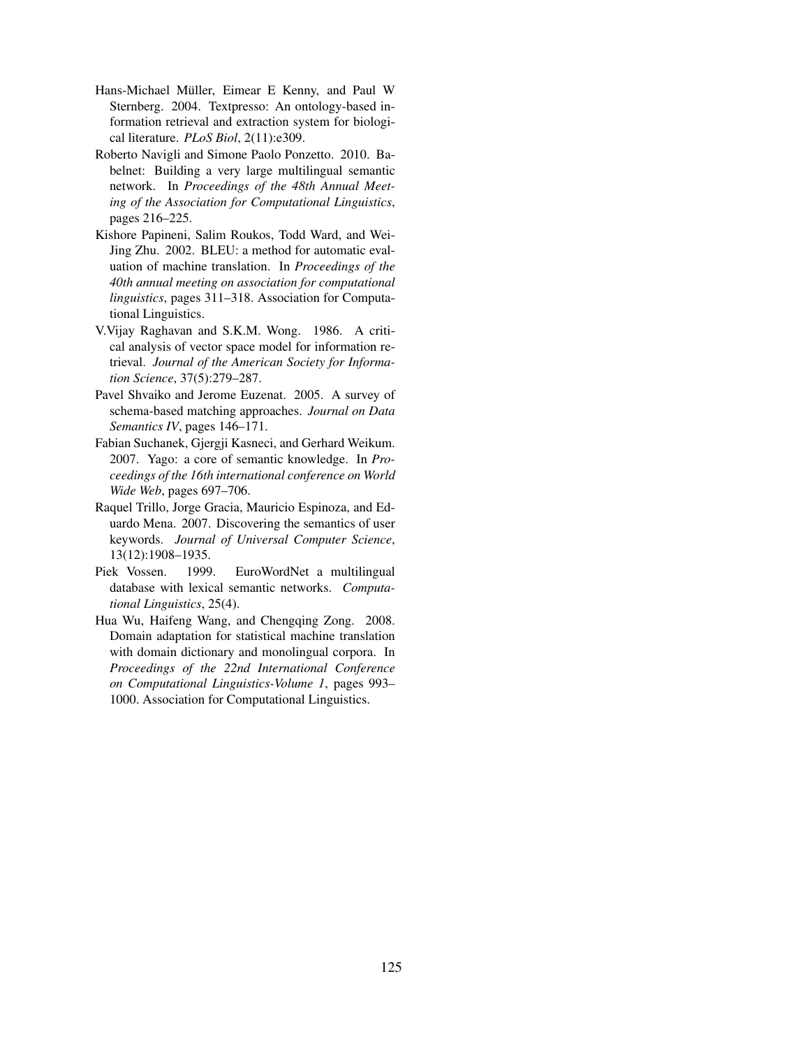Hans-Michael Müller, Eimear E Kenny, and Paul W Sternberg. 2004. Textpresso: An ontology-based information retrieval and extraction system for biological literature. *PLoS Biol*, 2(11):e309.

Roberto Navigli and Simone Paolo Ponzetto. 2010. Babelnet: Building a very large multilingual semantic network. In *Proceedings of the 48th Annual Meeting of the Association for Computational Linguistics*, pages 216–225.

Kishore Papineni, Salim Roukos, Todd Ward, and Wei-Jing Zhu. 2002. BLEU: a method for automatic evaluation of machine translation. In *Proceedings of the 40th annual meeting on association for computational linguistics*, pages 311–318. Association for Computational Linguistics.

V.Vijay Raghavan and S.K.M. Wong. 1986. A critical analysis of vector space model for information retrieval. *Journal of the American Society for Information Science*, 37(5):279–287.

Pavel Shvaiko and Jerome Euzenat. 2005. A survey of schema-based matching approaches. *Journal on Data Semantics IV*, pages 146–171.

Fabian Suchanek, Gjergji Kasneci, and Gerhard Weikum. 2007. Yago: a core of semantic knowledge. In *Proceedings of the 16th international conference on World Wide Web*, pages 697–706.

Raquel Trillo, Jorge Gracia, Mauricio Espinoza, and Eduardo Mena. 2007. Discovering the semantics of user keywords. *Journal of Universal Computer Science*, 13(12):1908–1935.

Piek Vossen. 1999. EuroWordNet a multilingual database with lexical semantic networks. *Computational Linguistics*, 25(4).

Hua Wu, Haifeng Wang, and Chengqing Zong. 2008. Domain adaptation for statistical machine translation with domain dictionary and monolingual corpora. In *Proceedings of the 22nd International Conference on Computational Linguistics-Volume 1*, pages 993–1000. Association for Computational Linguistics.